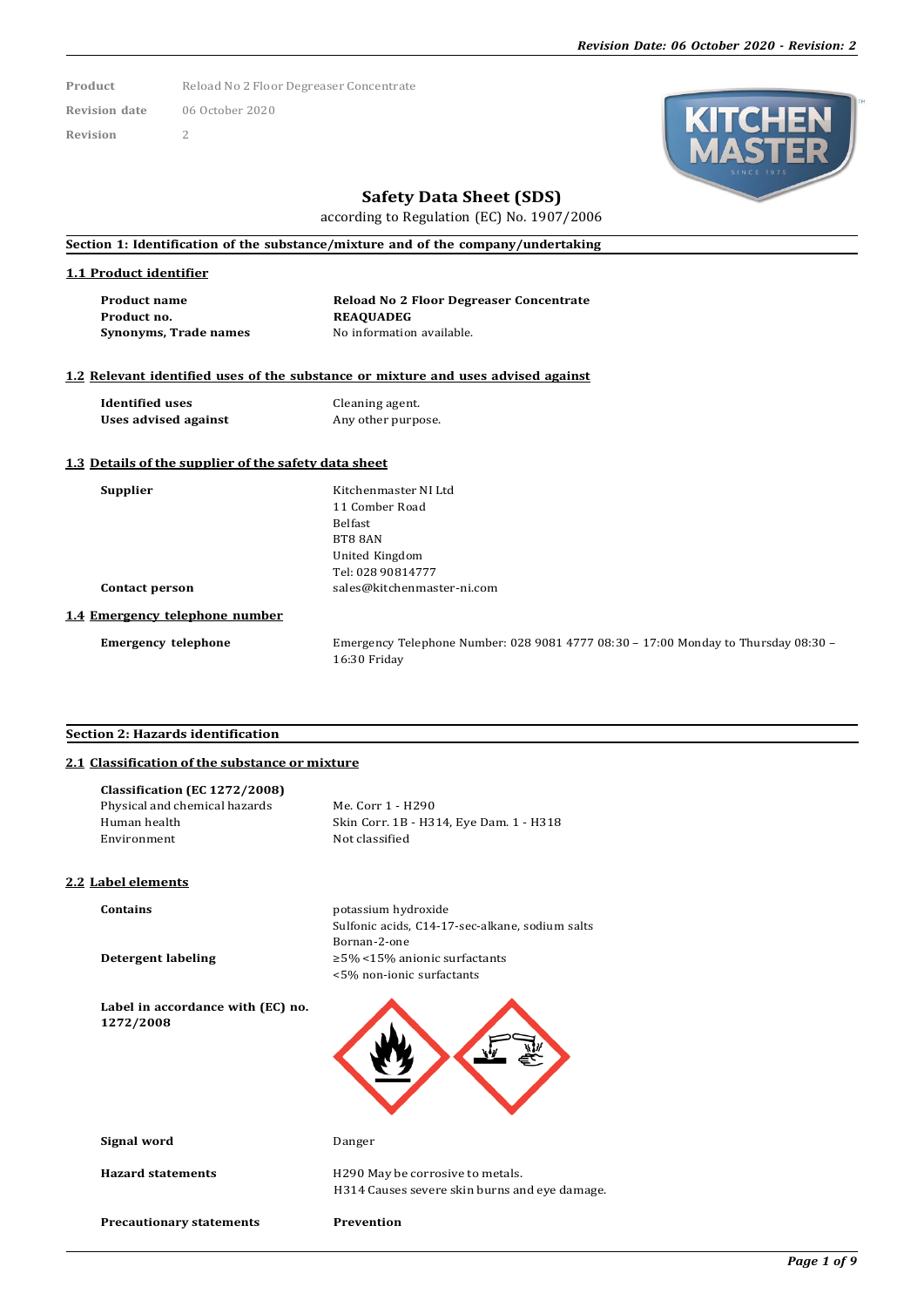| | |
|---|---|
| **Product** | Reload No 2 Floor Degreaser Concentrate |
| **Revision date** | 06 October 2020 |
| **Revision** | 2 |

# Safety Data Sheet (SDS)

according to Regulation (EC) No. 1907/2006

## Section 1: Identification of the substance/mixture and of the company/undertaking

### 1.1 Product identifier

| | |
|---|---|
| **Product name** | **Reload No 2 Floor Degreaser Concentrate** |
| **Product no.** | **REAQUADEG** |
| **Synonyms, Trade names** | No information available. |

### 1.2 Relevant identified uses of the substance or mixture and uses advised against

| | |
|---|---|
| **Identified uses** | Cleaning agent. |
| **Uses advised against** | Any other purpose. |

### 1.3 Details of the supplier of the safety data sheet

| | |
|---|---|
| **Supplier** | Kitchenmaster NI Ltd<br>11 Comber Road<br>Belfast<br>BT8 8AN<br>United Kingdom<br>Tel: 028 90814777 |
| **Contact person** | sales@kitchenmaster-ni.com |

### 1.4 Emergency telephone number

| | |
|---|---|
| **Emergency telephone** | Emergency Telephone Number: 028 9081 4777 08:30 – 17:00 Monday to Thursday 08:30 – 16:30 Friday |

## Section 2: Hazards identification

### 2.1 Classification of the substance or mixture

**Classification (EC 1272/2008)**

| | |
|---|---|
| Physical and chemical hazards | Me. Corr 1 - H290 |
| Human health | Skin Corr. 1B - H314, Eye Dam. 1 - H318 |
| Environment | Not classified |

### 2.2 Label elements

| | |
|---|---|
| **Contains** | potassium hydroxide<br>Sulfonic acids, C14-17-sec-alkane, sodium salts<br>Bornan-2-one |
| **Detergent labeling** | ≥5% <15% anionic surfactants<br><5% non-ionic surfactants |
| **Label in accordance with (EC) no. 1272/2008** | |
| **Signal word** | Danger |
| **Hazard statements** | H290 May be corrosive to metals.<br>H314 Causes severe skin burns and eye damage. |
| **Precautionary statements** | **Prevention** |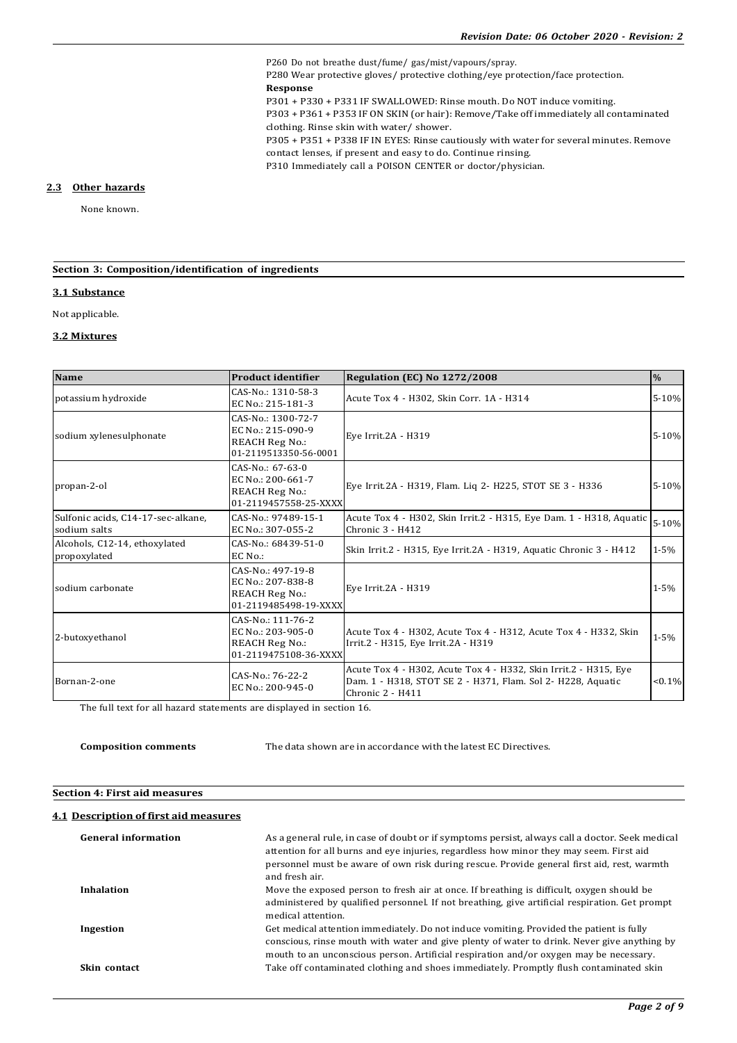P260 Do not breathe dust/fume/ gas/mist/vapours/spray.
P280 Wear protective gloves/ protective clothing/eye protection/face protection.

**Response**

P301 + P330 + P331 IF SWALLOWED: Rinse mouth. Do NOT induce vomiting.
P303 + P361 + P353 IF ON SKIN (or hair): Remove/Take off immediately all contaminated clothing. Rinse skin with water/ shower.
P305 + P351 + P338 IF IN EYES: Rinse cautiously with water for several minutes. Remove contact lenses, if present and easy to do. Continue rinsing.
P310 Immediately call a POISON CENTER or doctor/physician.

### 2.3 Other hazards

None known.

## Section 3: Composition/identification of ingredients

### 3.1 Substance

Not applicable.

### 3.2 Mixtures

| Name | Product identifier | Regulation (EC) No 1272/2008 | % |
|---|---|---|---|
| potassium hydroxide | CAS-No.: 1310-58-3<br>EC No.: 215-181-3 | Acute Tox 4 - H302, Skin Corr. 1A - H314 | 5-10% |
| sodium xylenesulphonate | CAS-No.: 1300-72-7<br>EC No.: 215-090-9<br>REACH Reg No.:<br>01-2119513350-56-0001 | Eye Irrit.2A - H319 | 5-10% |
| propan-2-ol | CAS-No.: 67-63-0<br>EC No.: 200-661-7<br>REACH Reg No.:<br>01-2119457558-25-XXXX | Eye Irrit.2A - H319, Flam. Liq 2- H225, STOT SE 3 - H336 | 5-10% |
| Sulfonic acids, C14-17-sec-alkane, sodium salts | CAS-No.: 97489-15-1<br>EC No.: 307-055-2 | Acute Tox 4 - H302, Skin Irrit.2 - H315, Eye Dam. 1 - H318, Aquatic Chronic 3 - H412 | 5-10% |
| Alcohols, C12-14, ethoxylated propoxylated | CAS-No.: 68439-51-0<br>EC No.: | Skin Irrit.2 - H315, Eye Irrit.2A - H319, Aquatic Chronic 3 - H412 | 1-5% |
| sodium carbonate | CAS-No.: 497-19-8<br>EC No.: 207-838-8<br>REACH Reg No.:<br>01-2119485498-19-XXXX | Eye Irrit.2A - H319 | 1-5% |
| 2-butoxyethanol | CAS-No.: 111-76-2<br>EC No.: 203-905-0<br>REACH Reg No.:<br>01-2119475108-36-XXXX | Acute Tox 4 - H302, Acute Tox 4 - H312, Acute Tox 4 - H332, Skin Irrit.2 - H315, Eye Irrit.2A - H319 | 1-5% |
| Bornan-2-one | CAS-No.: 76-22-2<br>EC No.: 200-945-0 | Acute Tox 4 - H302, Acute Tox 4 - H332, Skin Irrit.2 - H315, Eye Dam. 1 - H318, STOT SE 2 - H371, Flam. Sol 2- H228, Aquatic Chronic 2 - H411 | <0.1% |

The full text for all hazard statements are displayed in section 16.

**Composition comments** The data shown are in accordance with the latest EC Directives.

## Section 4: First aid measures

### 4.1 Description of first aid measures

**General information** As a general rule, in case of doubt or if symptoms persist, always call a doctor. Seek medical attention for all burns and eye injuries, regardless how minor they may seem. First aid personnel must be aware of own risk during rescue. Provide general first aid, rest, warmth and fresh air.

**Inhalation** Move the exposed person to fresh air at once. If breathing is difficult, oxygen should be administered by qualified personnel. If not breathing, give artificial respiration. Get prompt medical attention.

**Ingestion** Get medical attention immediately. Do not induce vomiting. Provided the patient is fully conscious, rinse mouth with water and give plenty of water to drink. Never give anything by mouth to an unconscious person. Artificial respiration and/or oxygen may be necessary.

**Skin contact** Take off contaminated clothing and shoes immediately. Promptly flush contaminated skin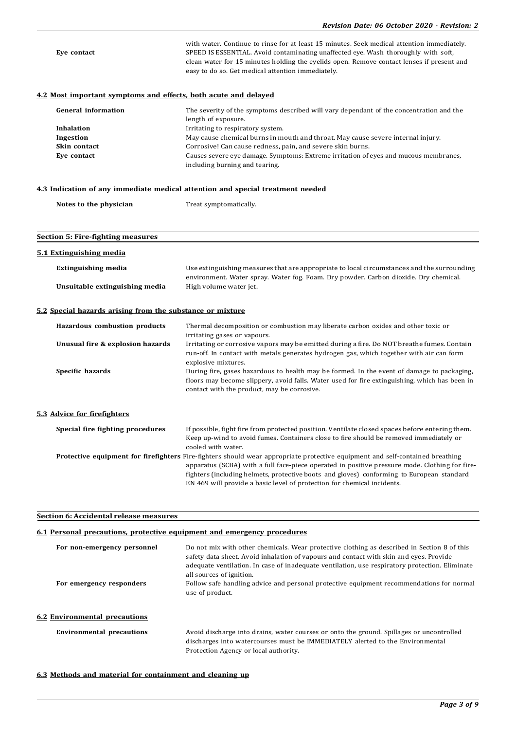| | |
|---|---|
| **Eye contact** | with water. Continue to rinse for at least 15 minutes. Seek medical attention immediately. SPEED IS ESSENTIAL. Avoid contaminating unaffected eye. Wash thoroughly with soft, clean water for 15 minutes holding the eyelids open. Remove contact lenses if present and easy to do so. Get medical attention immediately. |

### 4.2 Most important symptoms and effects, both acute and delayed

| | |
|---|---|
| **General information** | The severity of the symptoms described will vary dependant of the concentration and the length of exposure. |
| **Inhalation** | Irritating to respiratory system. |
| **Ingestion** | May cause chemical burns in mouth and throat. May cause severe internal injury. |
| **Skin contact** | Corrosive! Can cause redness, pain, and severe skin burns. |
| **Eye contact** | Causes severe eye damage. Symptoms: Extreme irritation of eyes and mucous membranes, including burning and tearing. |

### 4.3 Indication of any immediate medical attention and special treatment needed

| | |
|---|---|
| **Notes to the physician** | Treat symptomatically. |

## Section 5: Fire-fighting measures

### 5.1 Extinguishing media

| | |
|---|---|
| **Extinguishing media** | Use extinguishing measures that are appropriate to local circumstances and the surrounding environment. Water spray. Water fog. Foam. Dry powder. Carbon dioxide. Dry chemical. |
| **Unsuitable extinguishing media** | High volume water jet. |

### 5.2 Special hazards arising from the substance or mixture

| | |
|---|---|
| **Hazardous combustion products** | Thermal decomposition or combustion may liberate carbon oxides and other toxic or irritating gases or vapours. |
| **Unusual fire & explosion hazards** | Irritating or corrosive vapors may be emitted during a fire. Do NOT breathe fumes. Contain run-off. In contact with metals generates hydrogen gas, which together with air can form explosive mixtures. |
| **Specific hazards** | During fire, gases hazardous to health may be formed. In the event of damage to packaging, floors may become slippery, avoid falls. Water used for fire extinguishing, which has been in contact with the product, may be corrosive. |

### 5.3 Advice for firefighters

| | |
|---|---|
| **Special fire fighting procedures** | If possible, fight fire from protected position. Ventilate closed spaces before entering them. Keep up-wind to avoid fumes. Containers close to fire should be removed immediately or cooled with water. |
| **Protective equipment for firefighters** | Fire-fighters should wear appropriate protective equipment and self-contained breathing apparatus (SCBA) with a full face-piece operated in positive pressure mode. Clothing for fire-fighters (including helmets, protective boots and gloves) conforming to European standard EN 469 will provide a basic level of protection for chemical incidents. |

## Section 6: Accidental release measures

### 6.1 Personal precautions, protective equipment and emergency procedures

| | |
|---|---|
| **For non-emergency personnel** | Do not mix with other chemicals. Wear protective clothing as described in Section 8 of this safety data sheet. Avoid inhalation of vapours and contact with skin and eyes. Provide adequate ventilation. In case of inadequate ventilation, use respiratory protection. Eliminate all sources of ignition. |
| **For emergency responders** | Follow safe handling advice and personal protective equipment recommendations for normal use of product. |

### 6.2 Environmental precautions

| | |
|---|---|
| **Environmental precautions** | Avoid discharge into drains, water courses or onto the ground. Spillages or uncontrolled discharges into watercourses must be IMMEDIATELY alerted to the Environmental Protection Agency or local authority. |

### 6.3 Methods and material for containment and cleaning up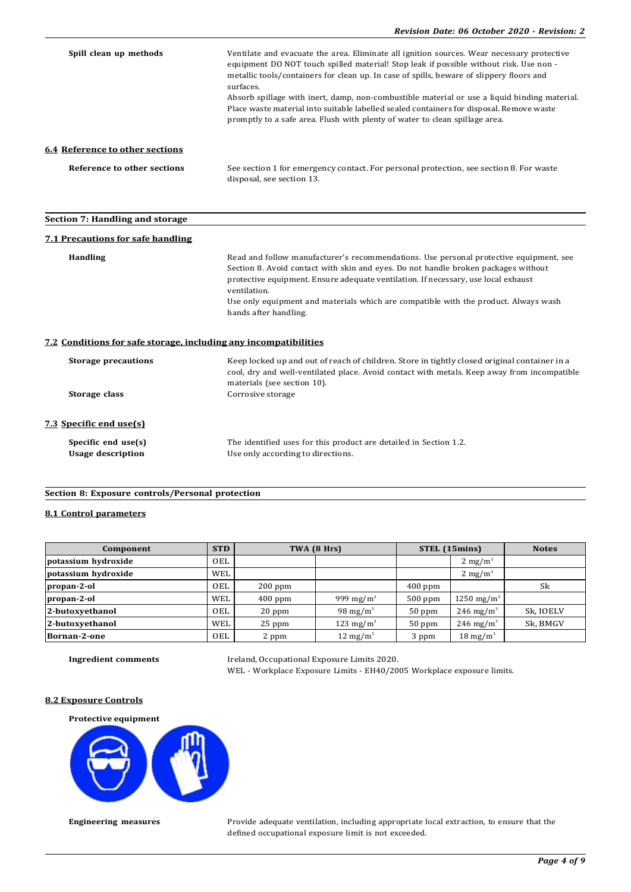**Spill clean up methods**

Ventilate and evacuate the area. Eliminate all ignition sources. Wear necessary protective equipment DO NOT touch spilled material! Stop leak if possible without risk. Use non - metallic tools/containers for clean up. In case of spills, beware of slippery floors and surfaces.
Absorb spillage with inert, damp, non-combustible material or use a liquid binding material. Place waste material into suitable labelled sealed containers for disposal. Remove waste promptly to a safe area. Flush with plenty of water to clean spillage area.

### 6.4 Reference to other sections

**Reference to other sections**

See section 1 for emergency contact. For personal protection, see section 8. For waste disposal, see section 13.

## Section 7: Handling and storage

### 7.1 Precautions for safe handling

**Handling**

Read and follow manufacturer's recommendations. Use personal protective equipment, see Section 8. Avoid contact with skin and eyes. Do not handle broken packages without protective equipment. Ensure adequate ventilation. If necessary, use local exhaust ventilation.
Use only equipment and materials which are compatible with the product. Always wash hands after handling.

### 7.2 Conditions for safe storage, including any incompatibilities

**Storage precautions**

Keep locked up and out of reach of children. Store in tightly closed original container in a cool, dry and well-ventilated place. Avoid contact with metals. Keep away from incompatible materials (see section 10).

**Storage class**

Corrosive storage

### 7.3 Specific end use(s)

**Specific end use(s)**

The identified uses for this product are detailed in Section 1.2.

**Usage description**

Use only according to directions.

## Section 8: Exposure controls/Personal protection

### 8.1 Control parameters

| Component | STD | TWA (8 Hrs) | | STEL (15mins) | | Notes |
|---|---|---|---|---|---|---|
| potassium hydroxide | OEL | | | | 2 mg/m³ | |
| potassium hydroxide | WEL | | | | 2 mg/m³ | |
| propan-2-ol | OEL | 200 ppm | | 400 ppm | | Sk |
| propan-2-ol | WEL | 400 ppm | 999 mg/m³ | 500 ppm | 1250 mg/m³ | |
| 2-butoxyethanol | OEL | 20 ppm | 98 mg/m³ | 50 ppm | 246 mg/m³ | Sk, IOELV |
| 2-butoxyethanol | WEL | 25 ppm | 123 mg/m³ | 50 ppm | 246 mg/m³ | Sk, BMGV |
| Bornan-2-one | OEL | 2 ppm | 12 mg/m³ | 3 ppm | 18 mg/m³ | |

**Ingredient comments**

Ireland, Occupational Exposure Limits 2020.
WEL - Workplace Exposure Limits - EH40/2005 Workplace exposure limits.

### 8.2 Exposure Controls

**Protective equipment**

**Engineering measures**

Provide adequate ventilation, including appropriate local extraction, to ensure that the defined occupational exposure limit is not exceeded.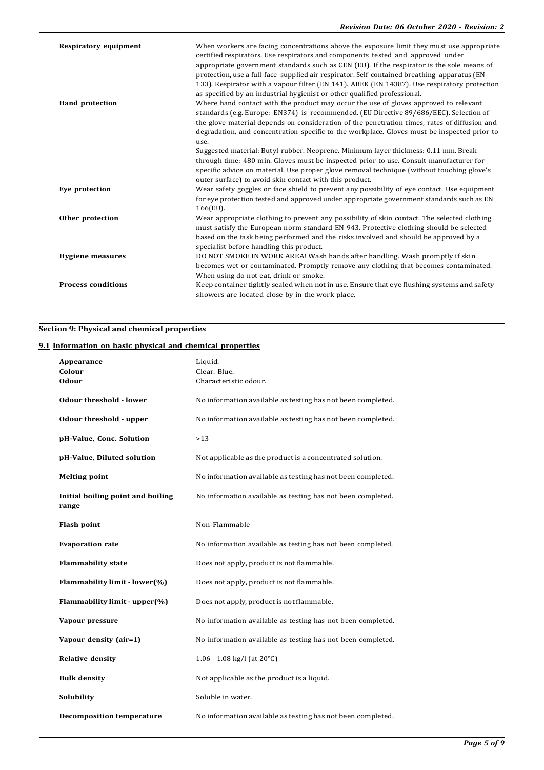| | |
|---|---|
| **Respiratory equipment** | When workers are facing concentrations above the exposure limit they must use appropriate certified respirators. Use respirators and components tested and approved under appropriate government standards such as CEN (EU). If the respirator is the sole means of protection, use a full-face supplied air respirator. Self-contained breathing apparatus (EN 133). Respirator with a vapour filter (EN 141). ABEK (EN 14387). Use respiratory protection as specified by an industrial hygienist or other qualified professional. |
| **Hand protection** | Where hand contact with the product may occur the use of gloves approved to relevant standards (e.g. Europe: EN374) is recommended. (EU Directive 89/686/EEC). Selection of the glove material depends on consideration of the penetration times, rates of diffusion and degradation, and concentration specific to the workplace. Gloves must be inspected prior to use.<br>Suggested material: Butyl-rubber. Neoprene. Minimum layer thickness: 0.11 mm. Break through time: 480 min. Gloves must be inspected prior to use. Consult manufacturer for specific advice on material. Use proper glove removal technique (without touching glove's outer surface) to avoid skin contact with this product. |
| **Eye protection** | Wear safety goggles or face shield to prevent any possibility of eye contact. Use equipment for eye protection tested and approved under appropriate government standards such as EN 166(EU). |
| **Other protection** | Wear appropriate clothing to prevent any possibility of skin contact. The selected clothing must satisfy the European norm standard EN 943. Protective clothing should be selected based on the task being performed and the risks involved and should be approved by a specialist before handling this product. |
| **Hygiene measures** | DO NOT SMOKE IN WORK AREA! Wash hands after handling. Wash promptly if skin becomes wet or contaminated. Promptly remove any clothing that becomes contaminated. When using do not eat, drink or smoke. |
| **Process conditions** | Keep container tightly sealed when not in use. Ensure that eye flushing systems and safety showers are located close by in the work place. |

## Section 9: Physical and chemical properties

### 9.1 Information on basic physical and chemical properties

| | |
|---|---|
| **Appearance** | Liquid. |
| **Colour** | Clear. Blue. |
| **Odour** | Characteristic odour. |
| **Odour threshold - lower** | No information available as testing has not been completed. |
| **Odour threshold - upper** | No information available as testing has not been completed. |
| **pH-Value, Conc. Solution** | >13 |
| **pH-Value, Diluted solution** | Not applicable as the product is a concentrated solution. |
| **Melting point** | No information available as testing has not been completed. |
| **Initial boiling point and boiling range** | No information available as testing has not been completed. |
| **Flash point** | Non-Flammable |
| **Evaporation rate** | No information available as testing has not been completed. |
| **Flammability state** | Does not apply, product is not flammable. |
| **Flammability limit - lower(%)** | Does not apply, product is not flammable. |
| **Flammability limit - upper(%)** | Does not apply, product is not flammable. |
| **Vapour pressure** | No information available as testing has not been completed. |
| **Vapour density (air=1)** | No information available as testing has not been completed. |
| **Relative density** | 1.06 - 1.08 kg/l (at 20°C) |
| **Bulk density** | Not applicable as the product is a liquid. |
| **Solubility** | Soluble in water. |
| **Decomposition temperature** | No information available as testing has not been completed. |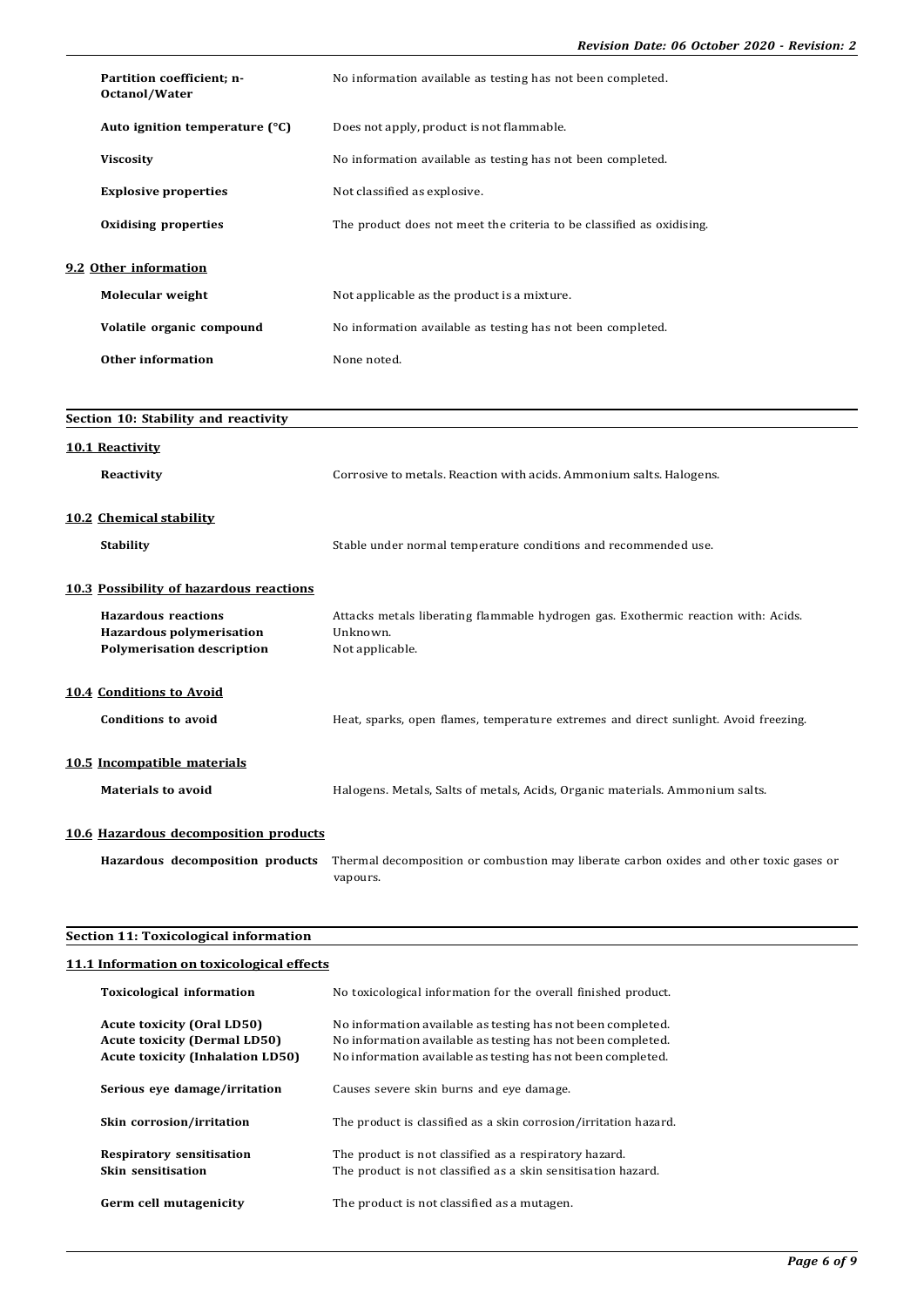| | |
|---|---|
| **Partition coefficient; n-Octanol/Water** | No information available as testing has not been completed. |
| **Auto ignition temperature (°C)** | Does not apply, product is not flammable. |
| **Viscosity** | No information available as testing has not been completed. |
| **Explosive properties** | Not classified as explosive. |
| **Oxidising properties** | The product does not meet the criteria to be classified as oxidising. |

### 9.2 Other information

| | |
|---|---|
| **Molecular weight** | Not applicable as the product is a mixture. |
| **Volatile organic compound** | No information available as testing has not been completed. |
| **Other information** | None noted. |

## Section 10: Stability and reactivity

### 10.1 Reactivity

| | |
|---|---|
| **Reactivity** | Corrosive to metals. Reaction with acids. Ammonium salts. Halogens. |

### 10.2 Chemical stability

| | |
|---|---|
| **Stability** | Stable under normal temperature conditions and recommended use. |

### 10.3 Possibility of hazardous reactions

| | |
|---|---|
| **Hazardous reactions** | Attacks metals liberating flammable hydrogen gas. Exothermic reaction with: Acids. |
| **Hazardous polymerisation** | Unknown. |
| **Polymerisation description** | Not applicable. |

### 10.4 Conditions to Avoid

| | |
|---|---|
| **Conditions to avoid** | Heat, sparks, open flames, temperature extremes and direct sunlight. Avoid freezing. |

### 10.5 Incompatible materials

| | |
|---|---|
| **Materials to avoid** | Halogens. Metals, Salts of metals, Acids, Organic materials. Ammonium salts. |

### 10.6 Hazardous decomposition products

| | |
|---|---|
| **Hazardous decomposition products** | Thermal decomposition or combustion may liberate carbon oxides and other toxic gases or vapours. |

## Section 11: Toxicological information

### 11.1 Information on toxicological effects

| | |
|---|---|
| **Toxicological information** | No toxicological information for the overall finished product. |
| **Acute toxicity (Oral LD50)** | No information available as testing has not been completed. |
| **Acute toxicity (Dermal LD50)** | No information available as testing has not been completed. |
| **Acute toxicity (Inhalation LD50)** | No information available as testing has not been completed. |
| **Serious eye damage/irritation** | Causes severe skin burns and eye damage. |
| **Skin corrosion/irritation** | The product is classified as a skin corrosion/irritation hazard. |
| **Respiratory sensitisation** | The product is not classified as a respiratory hazard. |
| **Skin sensitisation** | The product is not classified as a skin sensitisation hazard. |
| **Germ cell mutagenicity** | The product is not classified as a mutagen. |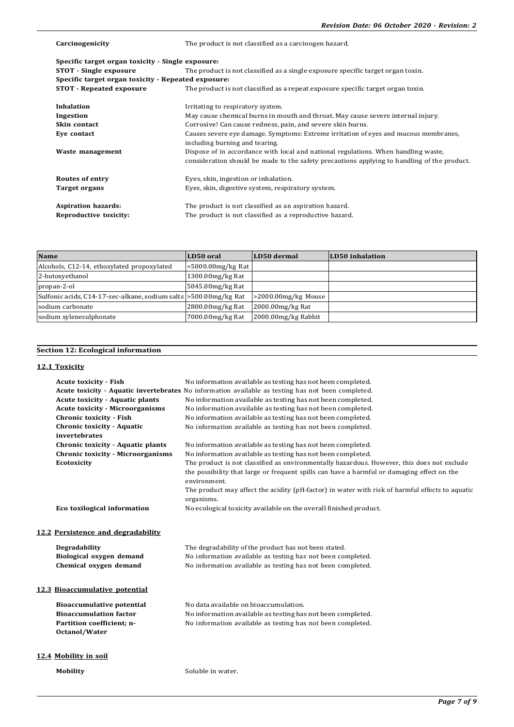| | |
|---|---|
| **Carcinogenicity** | The product is not classified as a carcinogen hazard. |

**Specific target organ toxicity - Single exposure:**

| | |
|---|---|
| **STOT - Single exposure** | The product is not classified as a single exposure specific target organ toxin. |

**Specific target organ toxicity - Repeated exposure:**

| | |
|---|---|
| **STOT - Repeated exposure** | The product is not classified as a repeat exposure specific target organ toxin. |
| **Inhalation** | Irritating to respiratory system. |
| **Ingestion** | May cause chemical burns in mouth and throat. May cause severe internal injury. |
| **Skin contact** | Corrosive! Can cause redness, pain, and severe skin burns. |
| **Eye contact** | Causes severe eye damage. Symptoms: Extreme irritation of eyes and mucous membranes, including burning and tearing. |
| **Waste management** | Dispose of in accordance with local and national regulations. When handling waste, consideration should be made to the safety precautions applying to handling of the product. |
| **Routes of entry** | Eyes, skin, ingestion or inhalation. |
| **Target organs** | Eyes, skin, digestive system, respiratory system. |
| **Aspiration hazards:** | The product is not classified as an aspiration hazard. |
| **Reproductive toxicity:** | The product is not classified as a reproductive hazard. |

| Name | LD50 oral | LD50 dermal | LD50 inhalation |
|---|---|---|---|
| Alcohols, C12-14, ethoxylated propoxylated | <5000.00mg/kg Rat | | |
| 2-butoxyethanol | 1300.00mg/kg Rat | | |
| propan-2-ol | 5045.00mg/kg Rat | | |
| Sulfonic acids, C14-17-sec-alkane, sodium salts | >500.00mg/kg Rat | >2000.00mg/kg Mouse | |
| sodium carbonate | 2800.00mg/kg Rat | 2000.00mg/kg Rat | |
| sodium xylenesulphonate | 7000.00mg/kg Rat | 2000.00mg/kg Rabbit | |

## Section 12: Ecological information

### 12.1 Toxicity

| | |
|---|---|
| **Acute toxicity - Fish** | No information available as testing has not been completed. |
| **Acute toxicity - Aquatic invertebrates** | No information available as testing has not been completed. |
| **Acute toxicity - Aquatic plants** | No information available as testing has not been completed. |
| **Acute toxicity - Microorganisms** | No information available as testing has not been completed. |
| **Chronic toxicity - Fish** | No information available as testing has not been completed. |
| **Chronic toxicity - Aquatic invertebrates** | No information available as testing has not been completed. |
| **Chronic toxicity - Aquatic plants** | No information available as testing has not been completed. |
| **Chronic toxicity - Microorganisms** | No information available as testing has not been completed. |
| **Ecotoxicity** | The product is not classified as environmentally hazardous. However, this does not exclude the possibility that large or frequent spills can have a harmful or damaging effect on the environment. The product may affect the acidity (pH-factor) in water with risk of harmful effects to aquatic organisms. |
| **Eco toxilogical information** | No ecological toxicity available on the overall finished product. |

### 12.2 Persistence and degradability

| | |
|---|---|
| **Degradability** | The degradability of the product has not been stated. |
| **Biological oxygen demand** | No information available as testing has not been completed. |
| **Chemical oxygen demand** | No information available as testing has not been completed. |

### 12.3 Bioaccumulative potential

| | |
|---|---|
| **Bioaccumulative potential** | No data available on bioaccumulation. |
| **Bioaccumulation factor** | No information available as testing has not been completed. |
| **Partition coefficient; n-Octanol/Water** | No information available as testing has not been completed. |

### 12.4 Mobility in soil

| | |
|---|---|
| **Mobility** | Soluble in water. |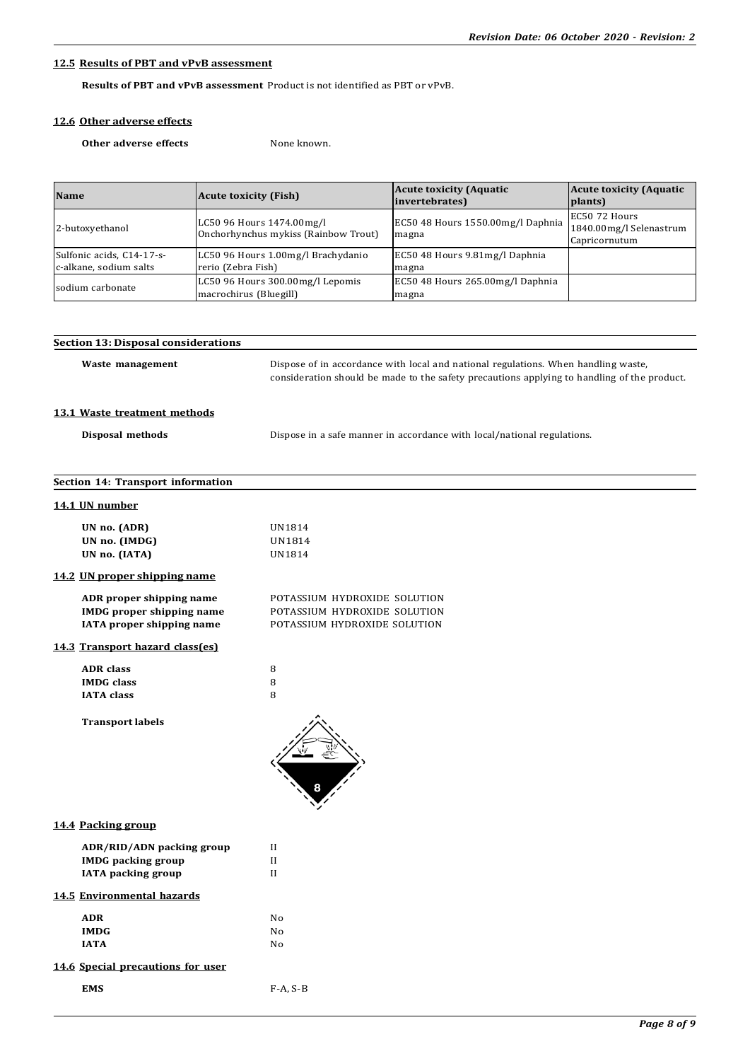### 12.5 Results of PBT and vPvB assessment

**Results of PBT and vPvB assessment** Product is not identified as PBT or vPvB.

### 12.6 Other adverse effects

**Other adverse effects** None known.

| Name | Acute toxicity (Fish) | Acute toxicity (Aquatic invertebrates) | Acute toxicity (Aquatic plants) |
|---|---|---|---|
| 2-butoxyethanol | LC50 96 Hours 1474.00mg/l Onchorhynchus mykiss (Rainbow Trout) | EC50 48 Hours 1550.00mg/l Daphnia magna | EC50 72 Hours 1840.00mg/l Selenastrum Capricornutum |
| Sulfonic acids, C14-17-s-c-alkane, sodium salts | LC50 96 Hours 1.00mg/l Brachydanio rerio (Zebra Fish) | EC50 48 Hours 9.81mg/l Daphnia magna | |
| sodium carbonate | LC50 96 Hours 300.00mg/l Lepomis macrochirus (Bluegill) | EC50 48 Hours 265.00mg/l Daphnia magna | |

## Section 13: Disposal considerations

**Waste management** Dispose of in accordance with local and national regulations. When handling waste, consideration should be made to the safety precautions applying to handling of the product.

### 13.1 Waste treatment methods

**Disposal methods** Dispose in a safe manner in accordance with local/national regulations.

## Section 14: Transport information

### 14.1 UN number

**UN no. (ADR)** UN1814
**UN no. (IMDG)** UN1814
**UN no. (IATA)** UN1814

### 14.2 UN proper shipping name

**ADR proper shipping name** POTASSIUM HYDROXIDE SOLUTION
**IMDG proper shipping name** POTASSIUM HYDROXIDE SOLUTION
**IATA proper shipping name** POTASSIUM HYDROXIDE SOLUTION

### 14.3 Transport hazard class(es)

**ADR class** 8
**IMDG class** 8
**IATA class** 8

**Transport labels**

### 14.4 Packing group

**ADR/RID/ADN packing group** II
**IMDG packing group** II
**IATA packing group** II

### 14.5 Environmental hazards

**ADR** No
**IMDG** No
**IATA** No

### 14.6 Special precautions for user

**EMS** F-A, S-B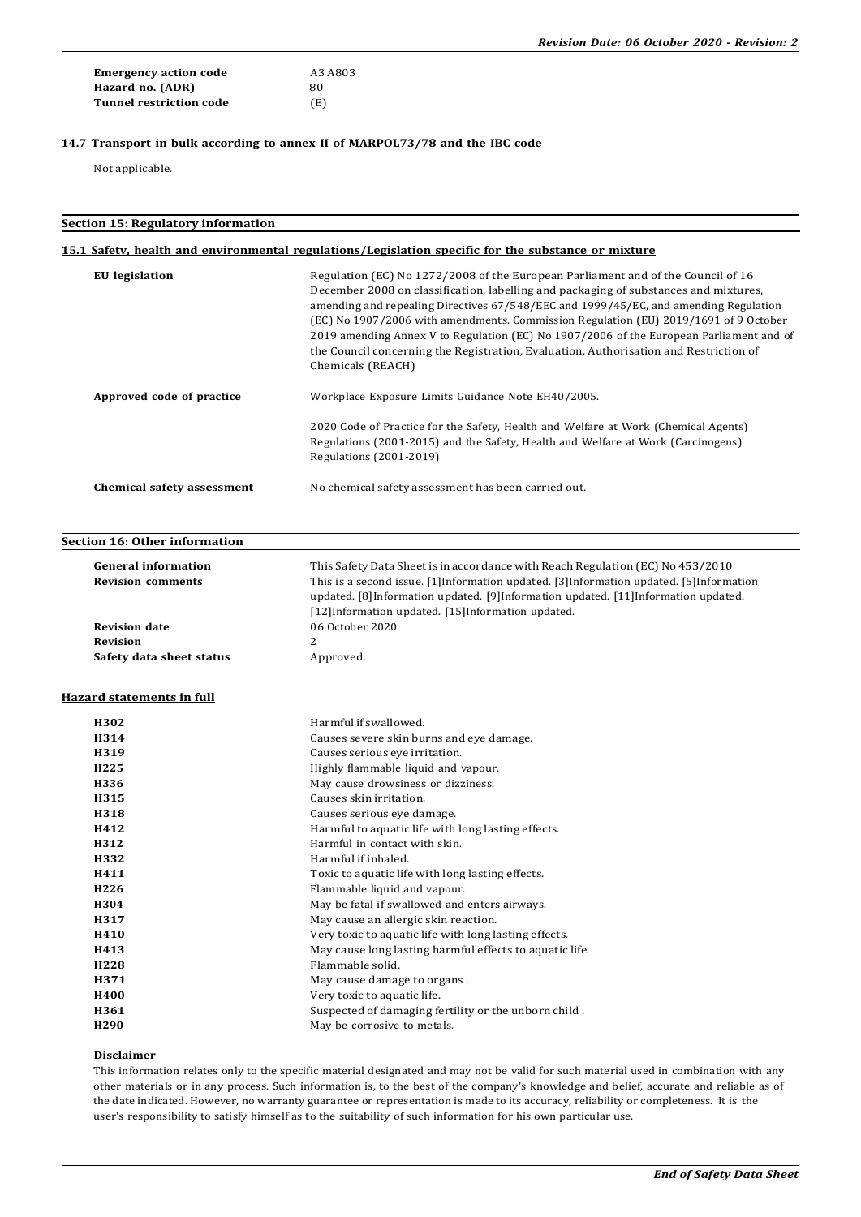| | |
|---|---|
| **Emergency action code** | A3 A803 |
| **Hazard no. (ADR)** | 80 |
| **Tunnel restriction code** | (E) |

### 14.7 Transport in bulk according to annex II of MARPOL73/78 and the IBC code

Not applicable.

## Section 15: Regulatory information

### 15.1 Safety, health and environmental regulations/Legislation specific for the substance or mixture

| | |
|---|---|
| **EU legislation** | Regulation (EC) No 1272/2008 of the European Parliament and of the Council of 16 December 2008 on classification, labelling and packaging of substances and mixtures, amending and repealing Directives 67/548/EEC and 1999/45/EC, and amending Regulation (EC) No 1907/2006 with amendments. Commission Regulation (EU) 2019/1691 of 9 October 2019 amending Annex V to Regulation (EC) No 1907/2006 of the European Parliament and of the Council concerning the Registration, Evaluation, Authorisation and Restriction of Chemicals (REACH) |
| **Approved code of practice** | Workplace Exposure Limits Guidance Note EH40/2005.<br><br>2020 Code of Practice for the Safety, Health and Welfare at Work (Chemical Agents) Regulations (2001-2015) and the Safety, Health and Welfare at Work (Carcinogens) Regulations (2001-2019) |
| **Chemical safety assessment** | No chemical safety assessment has been carried out. |

## Section 16: Other information

| | |
|---|---|
| **General information** | This Safety Data Sheet is in accordance with Reach Regulation (EC) No 453/2010 |
| **Revision comments** | This is a second issue. [1]Information updated. [3]Information updated. [5]Information updated. [8]Information updated. [9]Information updated. [11]Information updated. [12]Information updated. [15]Information updated. |
| **Revision date** | 06 October 2020 |
| **Revision** | 2 |
| **Safety data sheet status** | Approved. |

### Hazard statements in full

| | |
|---|---|
| **H302** | Harmful if swallowed. |
| **H314** | Causes severe skin burns and eye damage. |
| **H319** | Causes serious eye irritation. |
| **H225** | Highly flammable liquid and vapour. |
| **H336** | May cause drowsiness or dizziness. |
| **H315** | Causes skin irritation. |
| **H318** | Causes serious eye damage. |
| **H412** | Harmful to aquatic life with long lasting effects. |
| **H312** | Harmful in contact with skin. |
| **H332** | Harmful if inhaled. |
| **H411** | Toxic to aquatic life with long lasting effects. |
| **H226** | Flammable liquid and vapour. |
| **H304** | May be fatal if swallowed and enters airways. |
| **H317** | May cause an allergic skin reaction. |
| **H410** | Very toxic to aquatic life with long lasting effects. |
| **H413** | May cause long lasting harmful effects to aquatic life. |
| **H228** | Flammable solid. |
| **H371** | May cause damage to organs . |
| **H400** | Very toxic to aquatic life. |
| **H361** | Suspected of damaging fertility or the unborn child . |
| **H290** | May be corrosive to metals. |

**Disclaimer**

This information relates only to the specific material designated and may not be valid for such material used in combination with any other materials or in any process. Such information is, to the best of the company's knowledge and belief, accurate and reliable as of the date indicated. However, no warranty guarantee or representation is made to its accuracy, reliability or completeness. It is the user's responsibility to satisfy himself as to the suitability of such information for his own particular use.

***End of Safety Data Sheet***